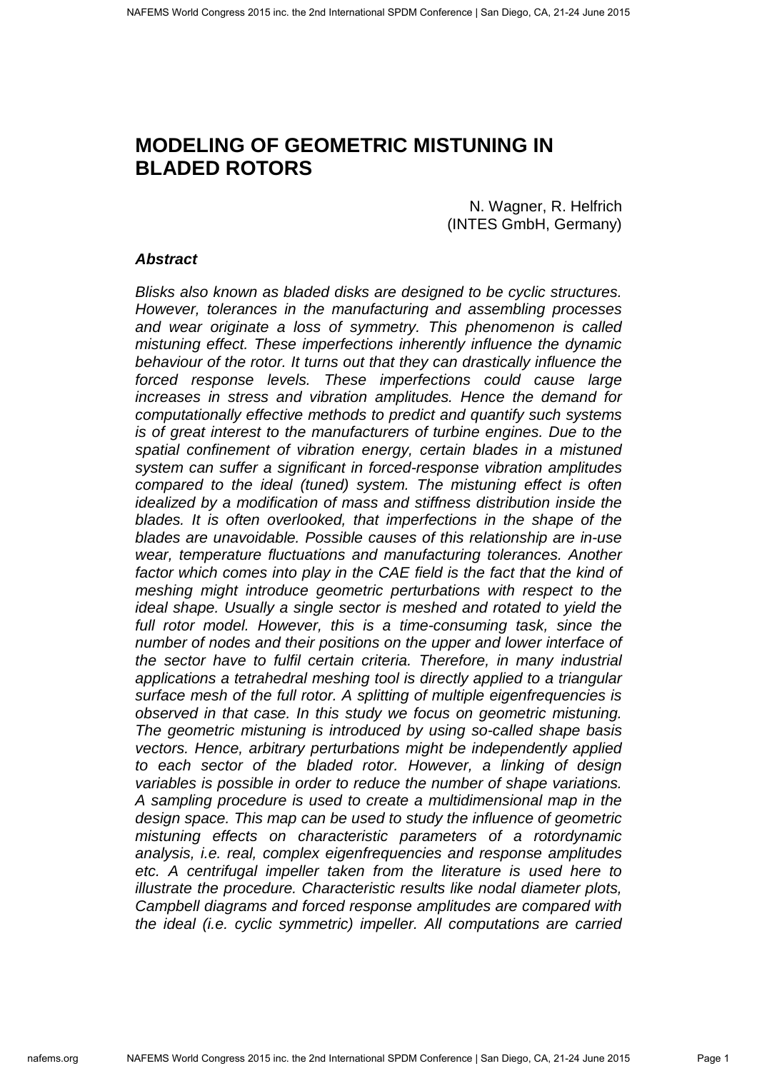# MODELING OF GEOMETRIC MISTUNING IN BLADED ROTORS

N. Wagner, R. Helfrich
(INTES GmbH, Germany)

### *Abstract*

*Blisks also known as bladed disks are designed to be cyclic structures. However, tolerances in the manufacturing and assembling processes and wear originate a loss of symmetry. This phenomenon is called mistuning effect. These imperfections inherently influence the dynamic behaviour of the rotor. It turns out that they can drastically influence the forced response levels. These imperfections could cause large increases in stress and vibration amplitudes. Hence the demand for computationally effective methods to predict and quantify such systems is of great interest to the manufacturers of turbine engines. Due to the spatial confinement of vibration energy, certain blades in a mistuned system can suffer a significant in forced-response vibration amplitudes compared to the ideal (tuned) system. The mistuning effect is often idealized by a modification of mass and stiffness distribution inside the blades. It is often overlooked, that imperfections in the shape of the blades are unavoidable. Possible causes of this relationship are in-use wear, temperature fluctuations and manufacturing tolerances. Another factor which comes into play in the CAE field is the fact that the kind of meshing might introduce geometric perturbations with respect to the ideal shape. Usually a single sector is meshed and rotated to yield the full rotor model. However, this is a time-consuming task, since the number of nodes and their positions on the upper and lower interface of the sector have to fulfil certain criteria. Therefore, in many industrial applications a tetrahedral meshing tool is directly applied to a triangular surface mesh of the full rotor. A splitting of multiple eigenfrequencies is observed in that case. In this study we focus on geometric mistuning. The geometric mistuning is introduced by using so-called shape basis vectors. Hence, arbitrary perturbations might be independently applied to each sector of the bladed rotor. However, a linking of design variables is possible in order to reduce the number of shape variations. A sampling procedure is used to create a multidimensional map in the design space. This map can be used to study the influence of geometric mistuning effects on characteristic parameters of a rotordynamic analysis, i.e. real, complex eigenfrequencies and response amplitudes etc. A centrifugal impeller taken from the literature is used here to illustrate the procedure. Characteristic results like nodal diameter plots, Campbell diagrams and forced response amplitudes are compared with the ideal (i.e. cyclic symmetric) impeller. All computations are carried*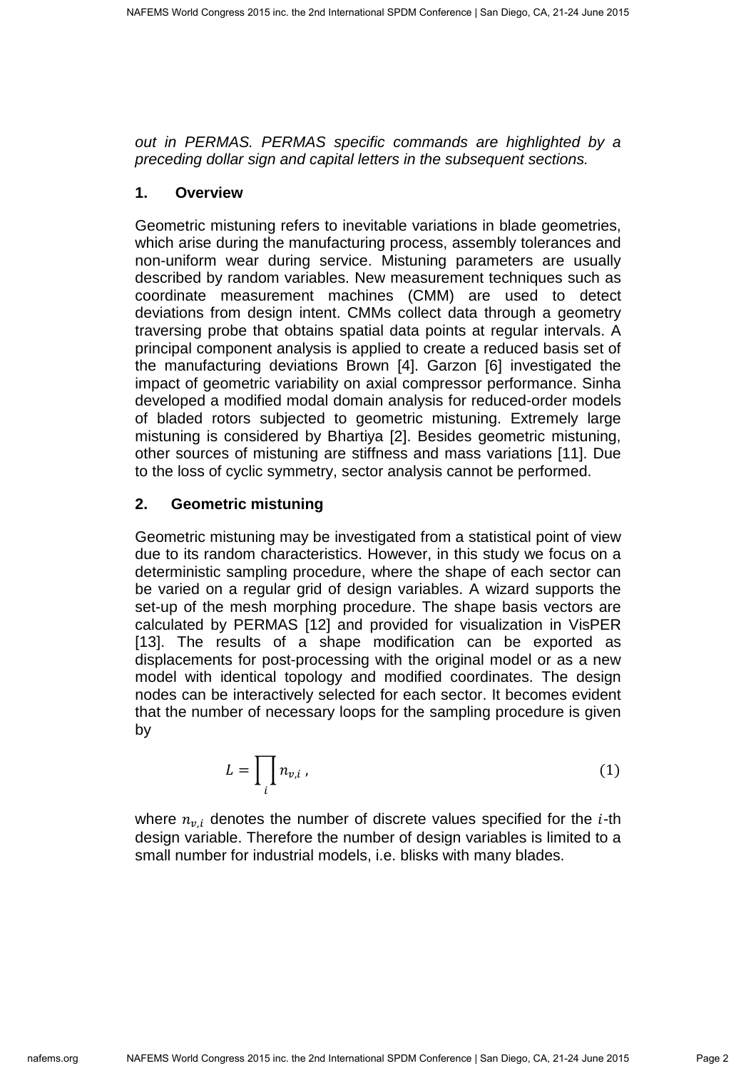*out in PERMAS. PERMAS specific commands are highlighted by a preceding dollar sign and capital letters in the subsequent sections.*

## 1. Overview

Geometric mistuning refers to inevitable variations in blade geometries, which arise during the manufacturing process, assembly tolerances and non-uniform wear during service. Mistuning parameters are usually described by random variables. New measurement techniques such as coordinate measurement machines (CMM) are used to detect deviations from design intent. CMMs collect data through a geometry traversing probe that obtains spatial data points at regular intervals. A principal component analysis is applied to create a reduced basis set of the manufacturing deviations Brown [4]. Garzon [6] investigated the impact of geometric variability on axial compressor performance. Sinha developed a modified modal domain analysis for reduced-order models of bladed rotors subjected to geometric mistuning. Extremely large mistuning is considered by Bhartiya [2]. Besides geometric mistuning, other sources of mistuning are stiffness and mass variations [11]. Due to the loss of cyclic symmetry, sector analysis cannot be performed.

## 2. Geometric mistuning

Geometric mistuning may be investigated from a statistical point of view due to its random characteristics. However, in this study we focus on a deterministic sampling procedure, where the shape of each sector can be varied on a regular grid of design variables. A wizard supports the set-up of the mesh morphing procedure. The shape basis vectors are calculated by PERMAS [12] and provided for visualization in VisPER [13]. The results of a shape modification can be exported as displacements for post-processing with the original model or as a new model with identical topology and modified coordinates. The design nodes can be interactively selected for each sector. It becomes evident that the number of necessary loops for the sampling procedure is given by

$$L = \prod_{i} n_{v,i} \, , \tag{1}$$

where $n_{v,i}$ denotes the number of discrete values specified for the $i$-th design variable. Therefore the number of design variables is limited to a small number for industrial models, i.e. blisks with many blades.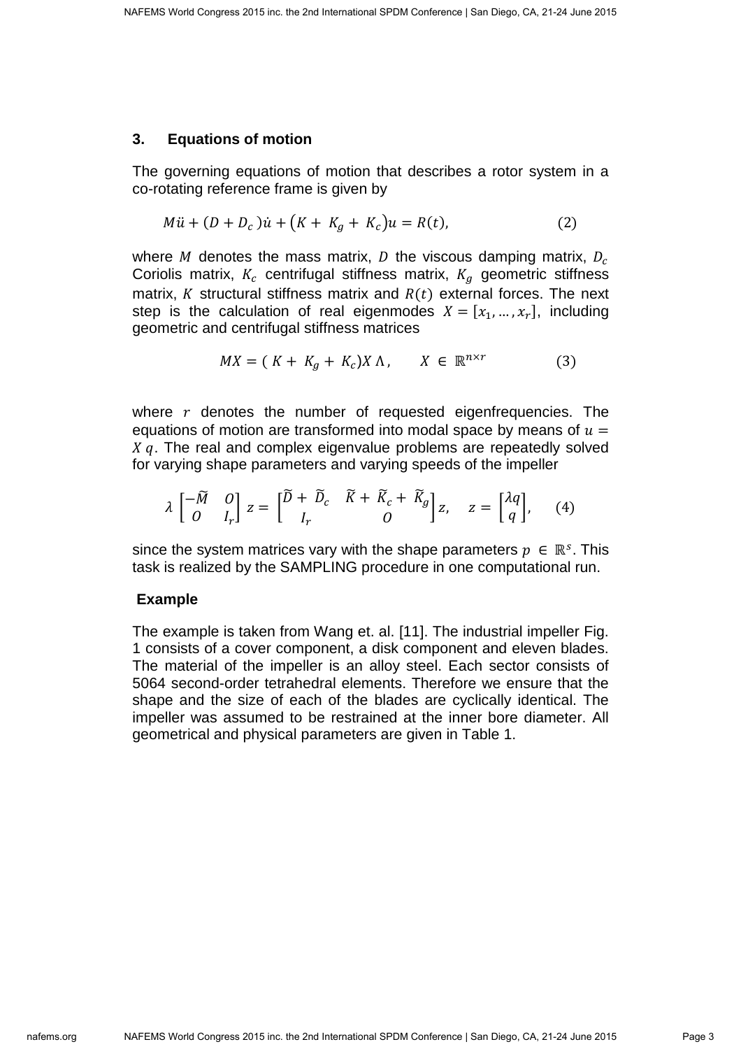## 3. Equations of motion

The governing equations of motion that describes a rotor system in a co-rotating reference frame is given by

$$M\ddot{u} + (D + D_c)\dot{u} + \left(K + K_g + K_c\right)u = R(t), \qquad (2)$$

where $M$ denotes the mass matrix, $D$ the viscous damping matrix, $D_c$ Coriolis matrix, $K_c$ centrifugal stiffness matrix, $K_g$ geometric stiffness matrix, $K$ structural stiffness matrix and $R(t)$ external forces. The next step is the calculation of real eigenmodes $X = [x_1, \ldots, x_r]$, including geometric and centrifugal stiffness matrices

$$MX = (K + K_g + K_c)X\,\Lambda, \qquad X \in \mathbb{R}^{n \times r} \qquad (3)$$

where $r$ denotes the number of requested eigenfrequencies. The equations of motion are transformed into modal space by means of $u = X\,q$. The real and complex eigenvalue problems are repeatedly solved for varying shape parameters and varying speeds of the impeller

$$\lambda \begin{bmatrix} -\widetilde{M} & O \\ O & I_r \end{bmatrix} z = \begin{bmatrix} \widetilde{D} + \widetilde{D}_c & \widetilde{K} + \widetilde{K}_c + \widetilde{K}_g \\ I_r & O \end{bmatrix} z, \quad z = \begin{bmatrix} \lambda q \\ q \end{bmatrix}, \qquad (4)$$

since the system matrices vary with the shape parameters $p \in \mathbb{R}^s$. This task is realized by the SAMPLING procedure in one computational run.

### Example

The example is taken from Wang et. al. [11]. The industrial impeller Fig. 1 consists of a cover component, a disk component and eleven blades. The material of the impeller is an alloy steel. Each sector consists of 5064 second-order tetrahedral elements. Therefore we ensure that the shape and the size of each of the blades are cyclically identical. The impeller was assumed to be restrained at the inner bore diameter. All geometrical and physical parameters are given in Table 1.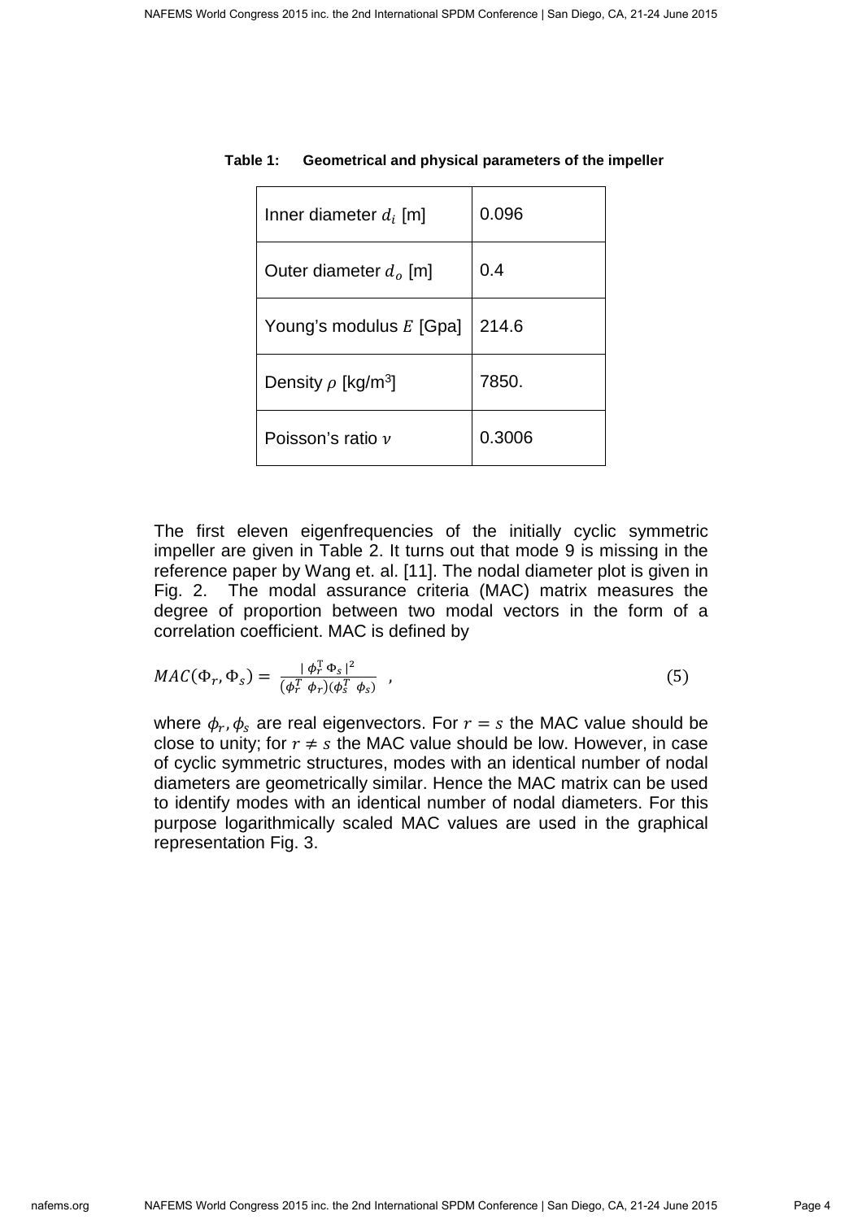**Table 1: Geometrical and physical parameters of the impeller**

| | |
|---|---|
| Inner diameter $d_i$ [m] | 0.096 |
| Outer diameter $d_o$ [m] | 0.4 |
| Young's modulus $E$ [Gpa] | 214.6 |
| Density $\rho$ [kg/m$^3$] | 7850. |
| Poisson's ratio $\nu$ | 0.3006 |

The first eleven eigenfrequencies of the initially cyclic symmetric impeller are given in Table 2. It turns out that mode 9 is missing in the reference paper by Wang et. al. [11]. The nodal diameter plot is given in Fig. 2. The modal assurance criteria (MAC) matrix measures the degree of proportion between two modal vectors in the form of a correlation coefficient. MAC is defined by

$$MAC(\Phi_r, \Phi_s) = \frac{|\phi_r^{\mathrm{T}} \Phi_s|^2}{(\phi_r^T \phi_r)(\phi_s^T \phi_s)} \quad , \tag{5}$$

where $\phi_r, \phi_s$ are real eigenvectors. For $r = s$ the MAC value should be close to unity; for $r \neq s$ the MAC value should be low. However, in case of cyclic symmetric structures, modes with an identical number of nodal diameters are geometrically similar. Hence the MAC matrix can be used to identify modes with an identical number of nodal diameters. For this purpose logarithmically scaled MAC values are used in the graphical representation Fig. 3.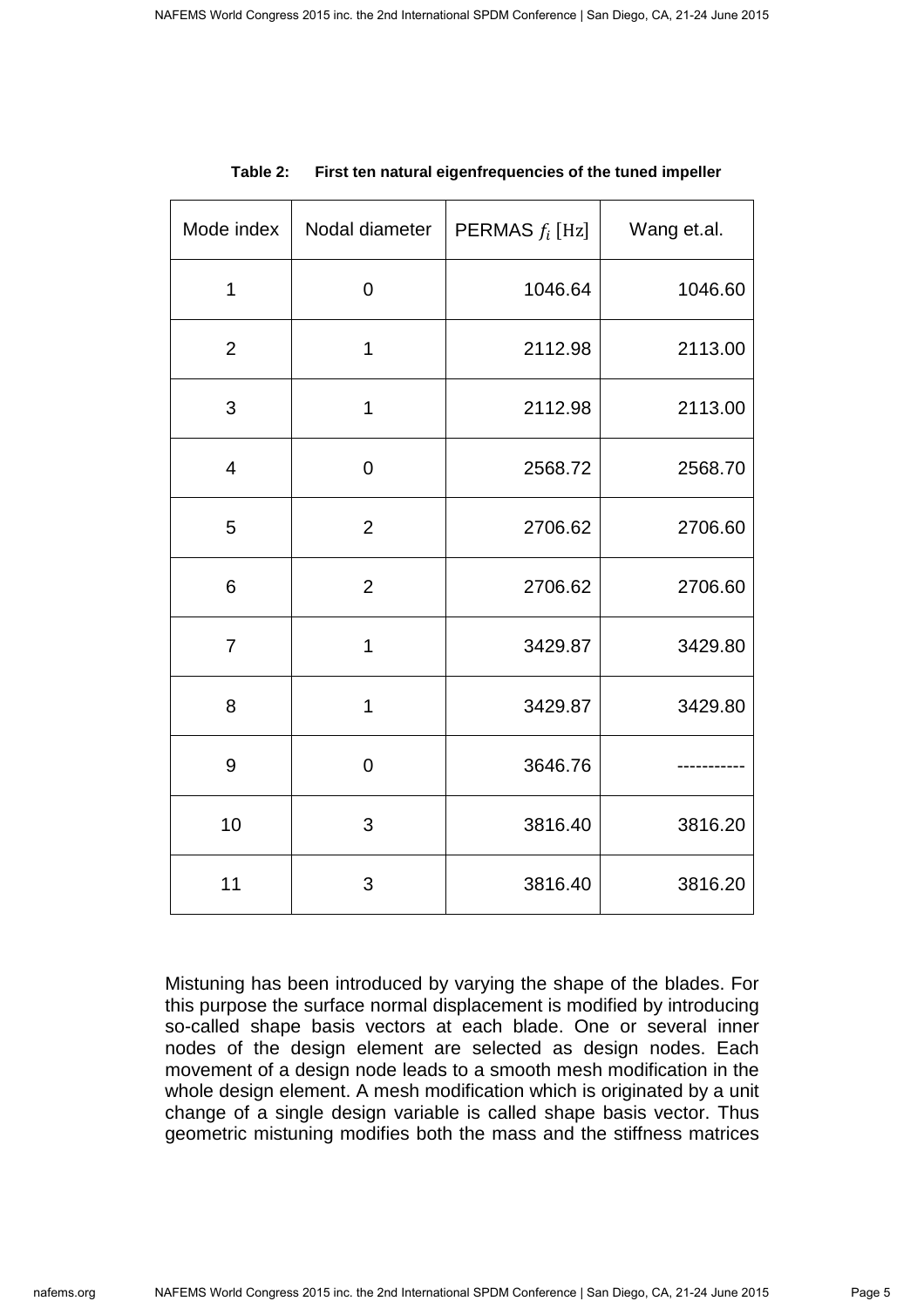**Table 2: First ten natural eigenfrequencies of the tuned impeller**

| Mode index | Nodal diameter | PERMAS $f_i$ [Hz] | Wang et.al. |
|---|---|---|---|
| 1 | 0 | 1046.64 | 1046.60 |
| 2 | 1 | 2112.98 | 2113.00 |
| 3 | 1 | 2112.98 | 2113.00 |
| 4 | 0 | 2568.72 | 2568.70 |
| 5 | 2 | 2706.62 | 2706.60 |
| 6 | 2 | 2706.62 | 2706.60 |
| 7 | 1 | 3429.87 | 3429.80 |
| 8 | 1 | 3429.87 | 3429.80 |
| 9 | 0 | 3646.76 | ----------- |
| 10 | 3 | 3816.40 | 3816.20 |
| 11 | 3 | 3816.40 | 3816.20 |

Mistuning has been introduced by varying the shape of the blades. For this purpose the surface normal displacement is modified by introducing so-called shape basis vectors at each blade. One or several inner nodes of the design element are selected as design nodes. Each movement of a design node leads to a smooth mesh modification in the whole design element. A mesh modification which is originated by a unit change of a single design variable is called shape basis vector. Thus geometric mistuning modifies both the mass and the stiffness matrices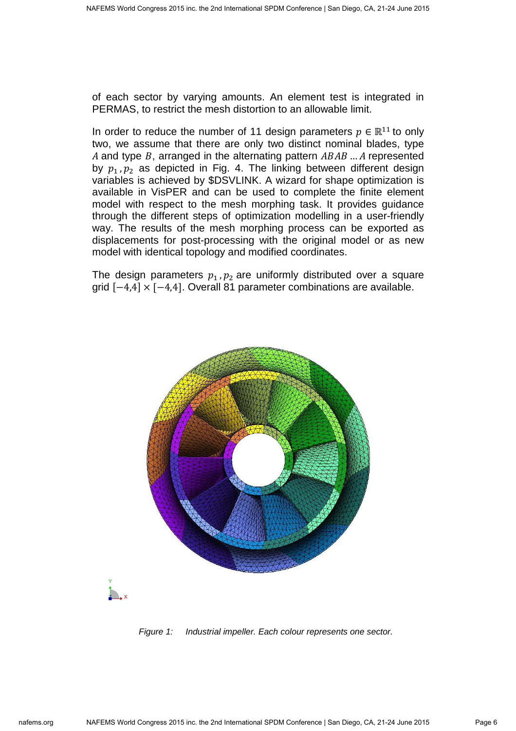of each sector by varying amounts. An element test is integrated in PERMAS, to restrict the mesh distortion to an allowable limit.

In order to reduce the number of 11 design parameters $p \in \mathbb{R}^{11}$ to only two, we assume that there are only two distinct nominal blades, type $A$ and type $B$, arranged in the alternating pattern $ABAB \ldots A$ represented by $p_1, p_2$ as depicted in Fig. 4. The linking between different design variables is achieved by $DSVLINK. A wizard for shape optimization is available in VisPER and can be used to complete the finite element model with respect to the mesh morphing task. It provides guidance through the different steps of optimization modelling in a user-friendly way. The results of the mesh morphing process can be exported as displacements for post-processing with the original model or as new model with identical topology and modified coordinates.

The design parameters $p_1, p_2$ are uniformly distributed over a square grid $[-4,4] \times [-4,4]$. Overall 81 parameter combinations are available.

Y

X

*Figure 1: Industrial impeller. Each colour represents one sector.*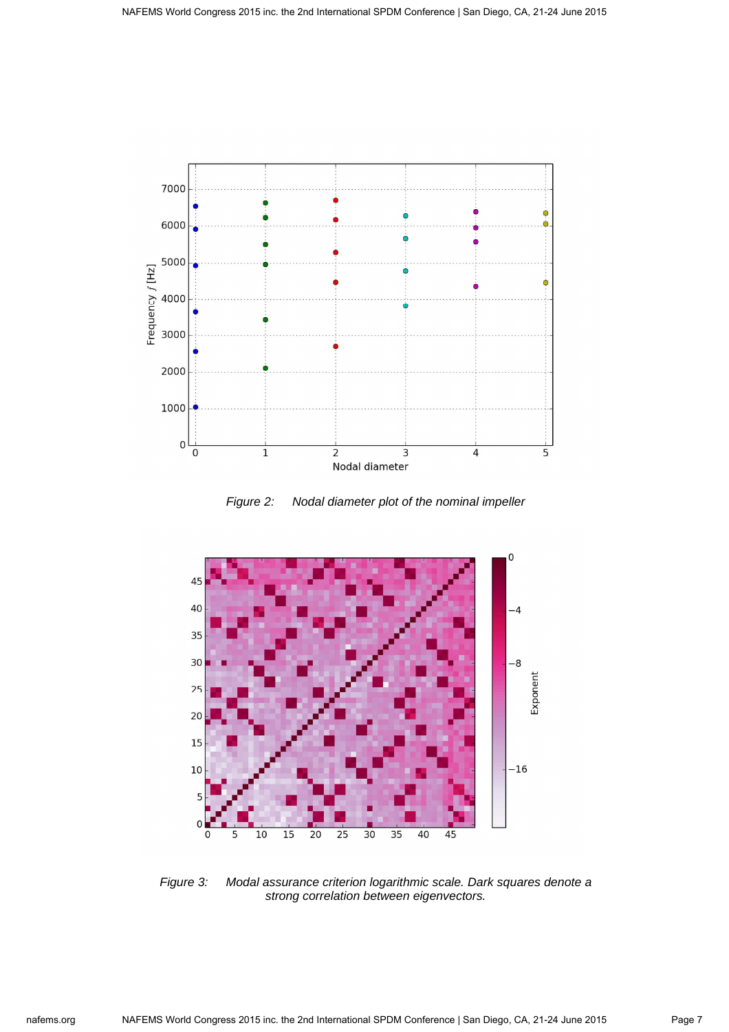7000
6000
5000
4000
3000
2000
1000
0

Frequency $f$ [Hz]

0 1 2 3 4 5

Nodal diameter

*Figure 2: Nodal diameter plot of the nominal impeller*

45
40
35
30
25
20
15
10
5
0

0 5 10 15 20 25 30 35 40 45

0
−4
−8
−16

Exponent

*Figure 3: Modal assurance criterion logarithmic scale. Dark squares denote a strong correlation between eigenvectors.*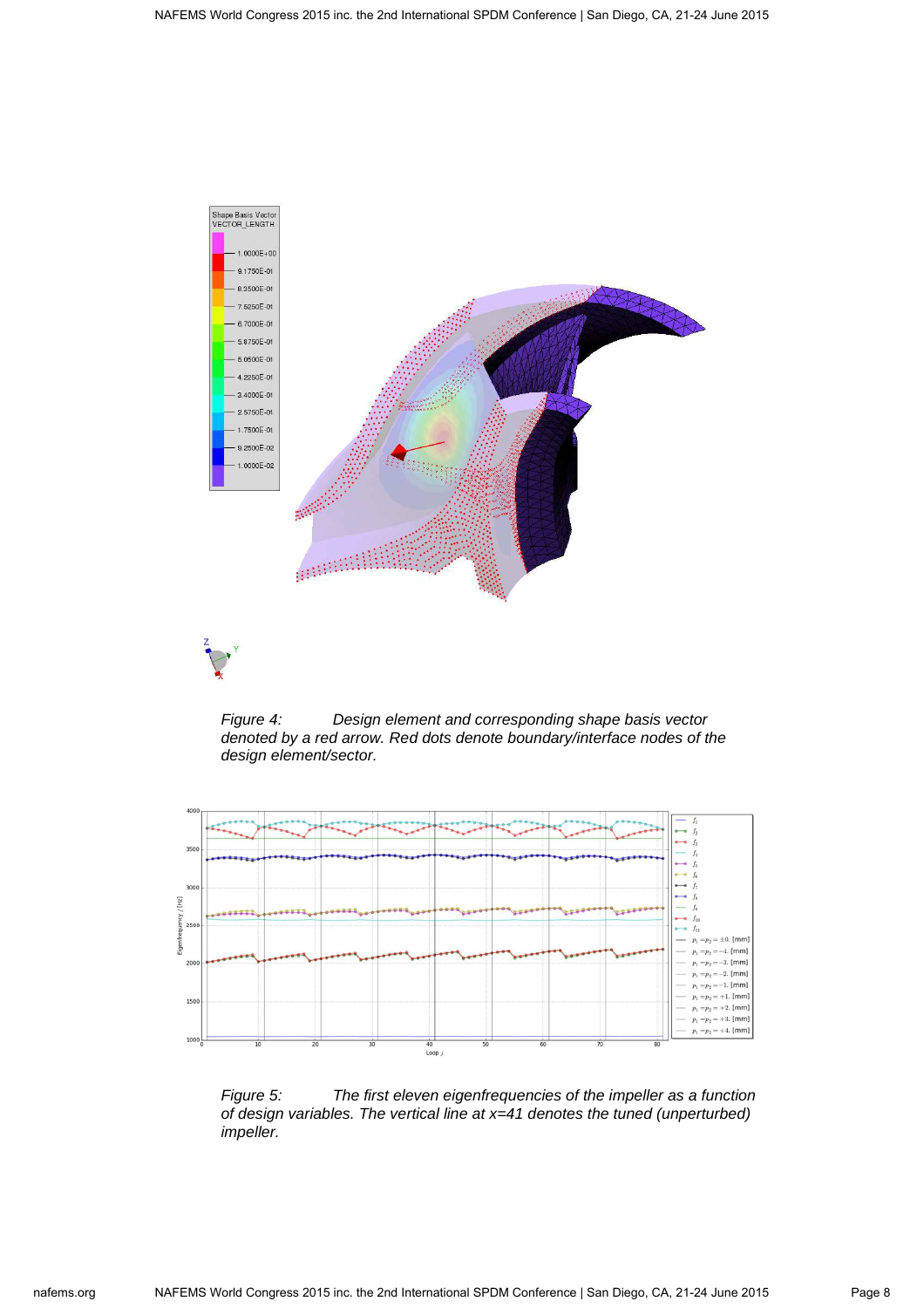Shape Basis Vector
VECTOR_LENGTH

1.0000E+00
9.1750E-01
8.3500E-01
7.5250E-01
6.7000E-01
5.8750E-01
5.0500E-01
4.2250E-01
3.4000E-01
2.5750E-01
1.7500E-01
9.2500E-02
1.0000E-02

*Figure 4: Design element and corresponding shape basis vector denoted by a red arrow. Red dots denote boundary/interface nodes of the design element/sector.*

4000
3500
3000
2500
2000
1500
1000

Eigenfrequency $f$ [Hz]

0
10
20
30
40
50
60
70
80

Loop $j$

$f_1$
$f_2$
$f_3$
$f_4$
$f_5$
$f_6$
$f_7$
$f_8$
$f_9$
$f_{10}$
$f_{11}$
$p_1 = p_2 = \pm 0.$ [mm]
$p_1 = p_2 = -4.$ [mm]
$p_1 = p_2 = -3.$ [mm]
$p_1 = p_2 = -2.$ [mm]
$p_1 = p_2 = -1.$ [mm]
$p_1 = p_2 = +1.$ [mm]
$p_1 = p_2 = +2.$ [mm]
$p_1 = p_2 = +3.$ [mm]
$p_1 = p_2 = +4.$ [mm]

*Figure 5: The first eleven eigenfrequencies of the impeller as a function of design variables. The vertical line at x=41 denotes the tuned (unperturbed) impeller.*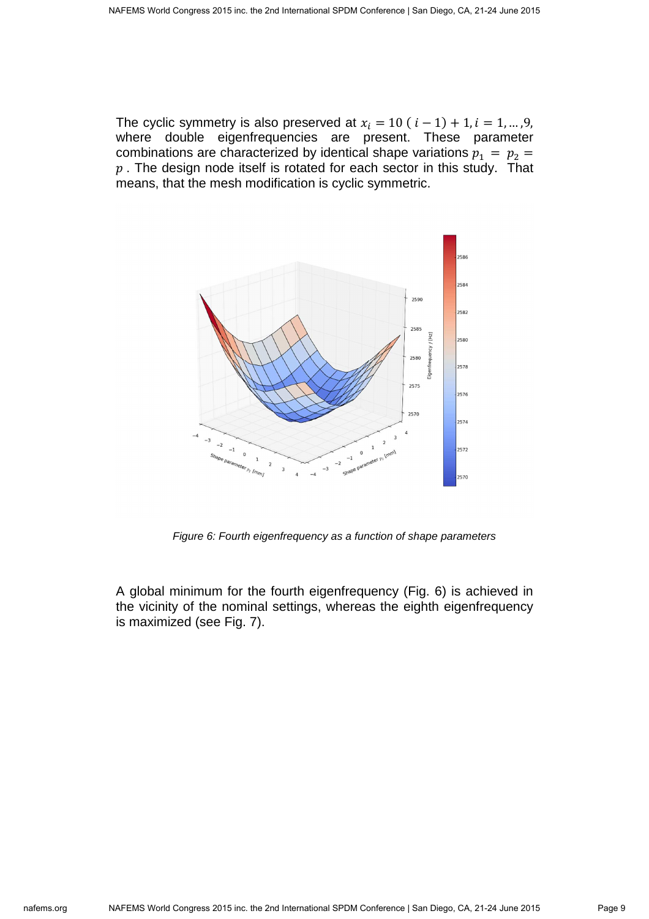The cyclic symmetry is also preserved at $x_i = 10\,(\,i - 1) + 1, i = 1, \ldots, 9$, where double eigenfrequencies are present. These parameter combinations are characterized by identical shape variations $p_1 = p_2 = p$ . The design node itself is rotated for each sector in this study. That means, that the mesh modification is cyclic symmetric.

*Figure 6: Fourth eigenfrequency as a function of shape parameters*

A global minimum for the fourth eigenfrequency (Fig. 6) is achieved in the vicinity of the nominal settings, whereas the eighth eigenfrequency is maximized (see Fig. 7).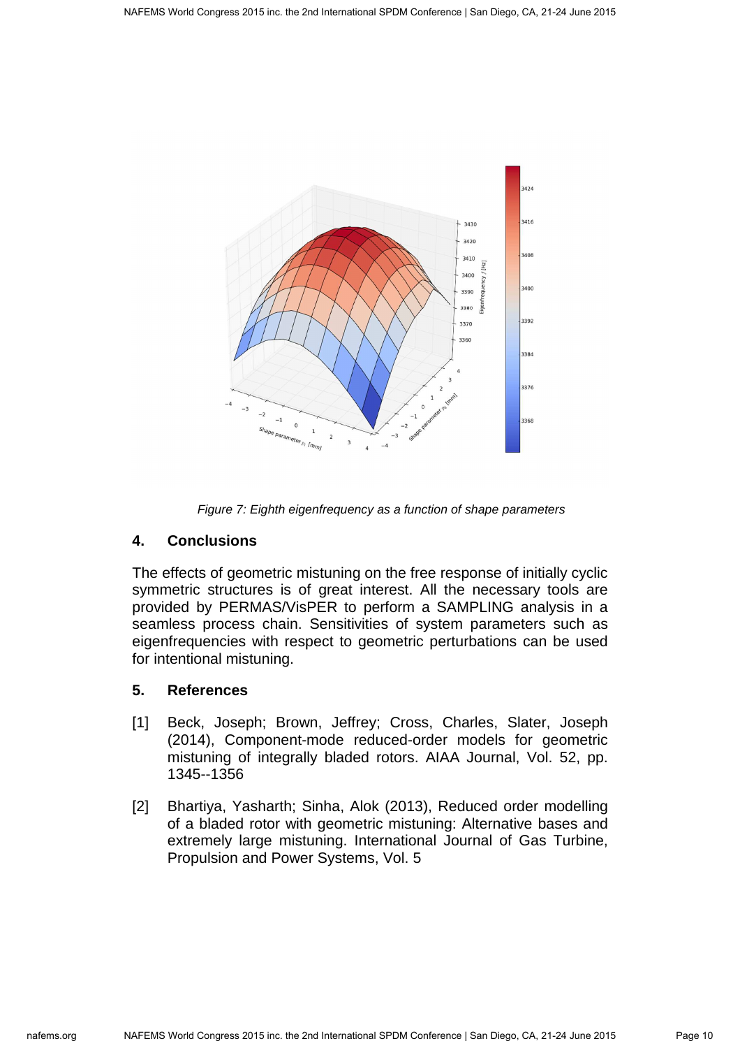3430
3420
3410
3400
3390
3380
3370
3360

Eigenfrequency / [Hz]

3424
3416
3408
3400
3392
3384
3376
3368

−4 −3 −2 −1 0 1 2 3 4

Shape parameter $p_1$ [mm]

−4 −3 −2 −1 0 1 2 3 4

Shape parameter $p_2$ [mm]

*Figure 7: Eighth eigenfrequency as a function of shape parameters*

## 4. Conclusions

The effects of geometric mistuning on the free response of initially cyclic symmetric structures is of great interest. All the necessary tools are provided by PERMAS/VisPER to perform a SAMPLING analysis in a seamless process chain. Sensitivities of system parameters such as eigenfrequencies with respect to geometric perturbations can be used for intentional mistuning.

## 5. References

[1] Beck, Joseph; Brown, Jeffrey; Cross, Charles, Slater, Joseph (2014), Component-mode reduced-order models for geometric mistuning of integrally bladed rotors. AIAA Journal, Vol. 52, pp. 1345--1356

[2] Bhartiya, Yasharth; Sinha, Alok (2013), Reduced order modelling of a bladed rotor with geometric mistuning: Alternative bases and extremely large mistuning. International Journal of Gas Turbine, Propulsion and Power Systems, Vol. 5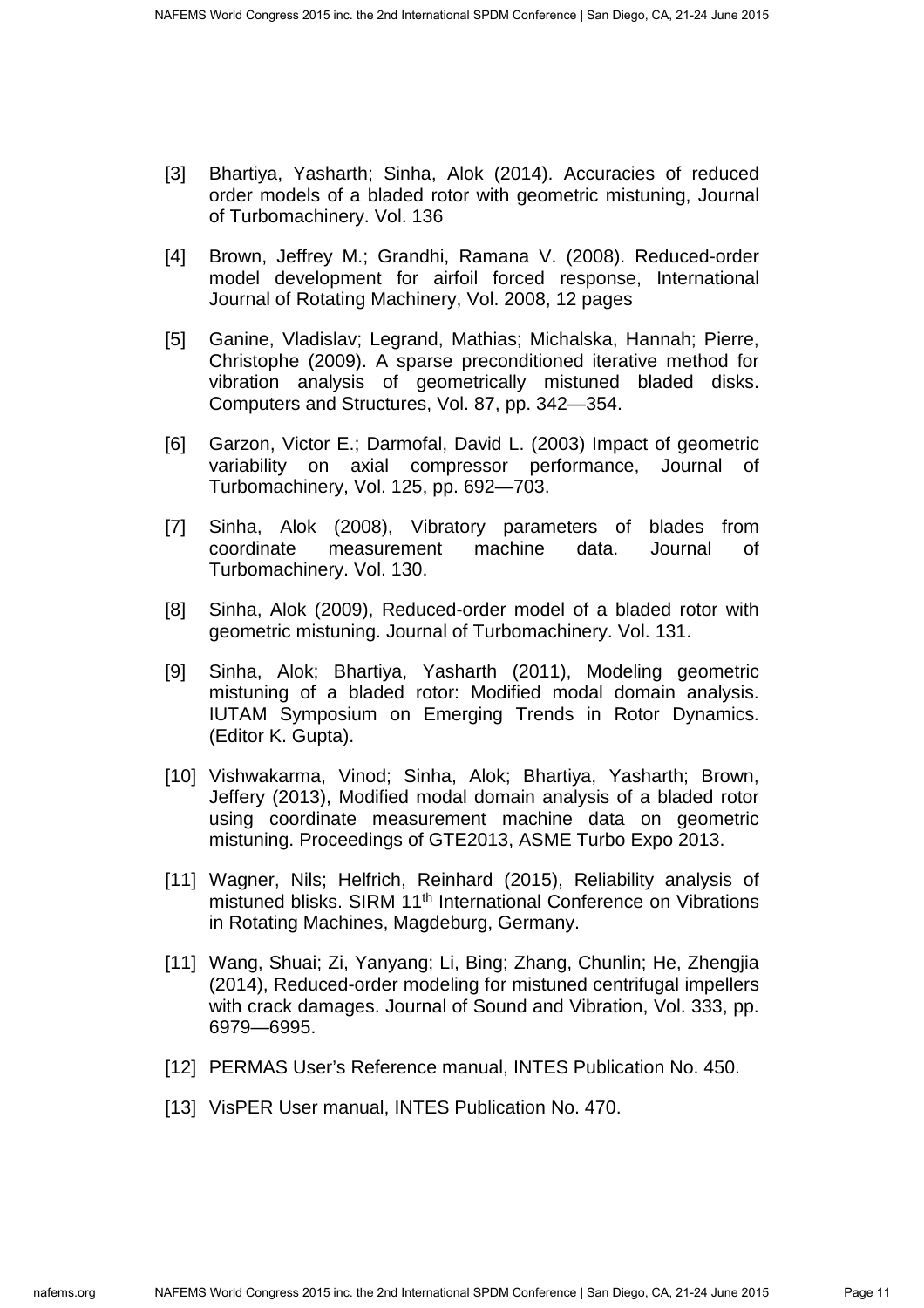[3] Bhartiya, Yasharth; Sinha, Alok (2014). Accuracies of reduced order models of a bladed rotor with geometric mistuning, Journal of Turbomachinery. Vol. 136

[4] Brown, Jeffrey M.; Grandhi, Ramana V. (2008). Reduced-order model development for airfoil forced response, International Journal of Rotating Machinery, Vol. 2008, 12 pages

[5] Ganine, Vladislav; Legrand, Mathias; Michalska, Hannah; Pierre, Christophe (2009). A sparse preconditioned iterative method for vibration analysis of geometrically mistuned bladed disks. Computers and Structures, Vol. 87, pp. 342—354.

[6] Garzon, Victor E.; Darmofal, David L. (2003) Impact of geometric variability on axial compressor performance, Journal of Turbomachinery, Vol. 125, pp. 692—703.

[7] Sinha, Alok (2008), Vibratory parameters of blades from coordinate measurement machine data. Journal of Turbomachinery. Vol. 130.

[8] Sinha, Alok (2009), Reduced-order model of a bladed rotor with geometric mistuning. Journal of Turbomachinery. Vol. 131.

[9] Sinha, Alok; Bhartiya, Yasharth (2011), Modeling geometric mistuning of a bladed rotor: Modified modal domain analysis. IUTAM Symposium on Emerging Trends in Rotor Dynamics. (Editor K. Gupta).

[10] Vishwakarma, Vinod; Sinha, Alok; Bhartiya, Yasharth; Brown, Jeffery (2013), Modified modal domain analysis of a bladed rotor using coordinate measurement machine data on geometric mistuning. Proceedings of GTE2013, ASME Turbo Expo 2013.

[11] Wagner, Nils; Helfrich, Reinhard (2015), Reliability analysis of mistuned blisks. SIRM 11th International Conference on Vibrations in Rotating Machines, Magdeburg, Germany.

[11] Wang, Shuai; Zi, Yanyang; Li, Bing; Zhang, Chunlin; He, Zhengjia (2014), Reduced-order modeling for mistuned centrifugal impellers with crack damages. Journal of Sound and Vibration, Vol. 333, pp. 6979—6995.

[12] PERMAS User's Reference manual, INTES Publication No. 450.

[13] VisPER User manual, INTES Publication No. 470.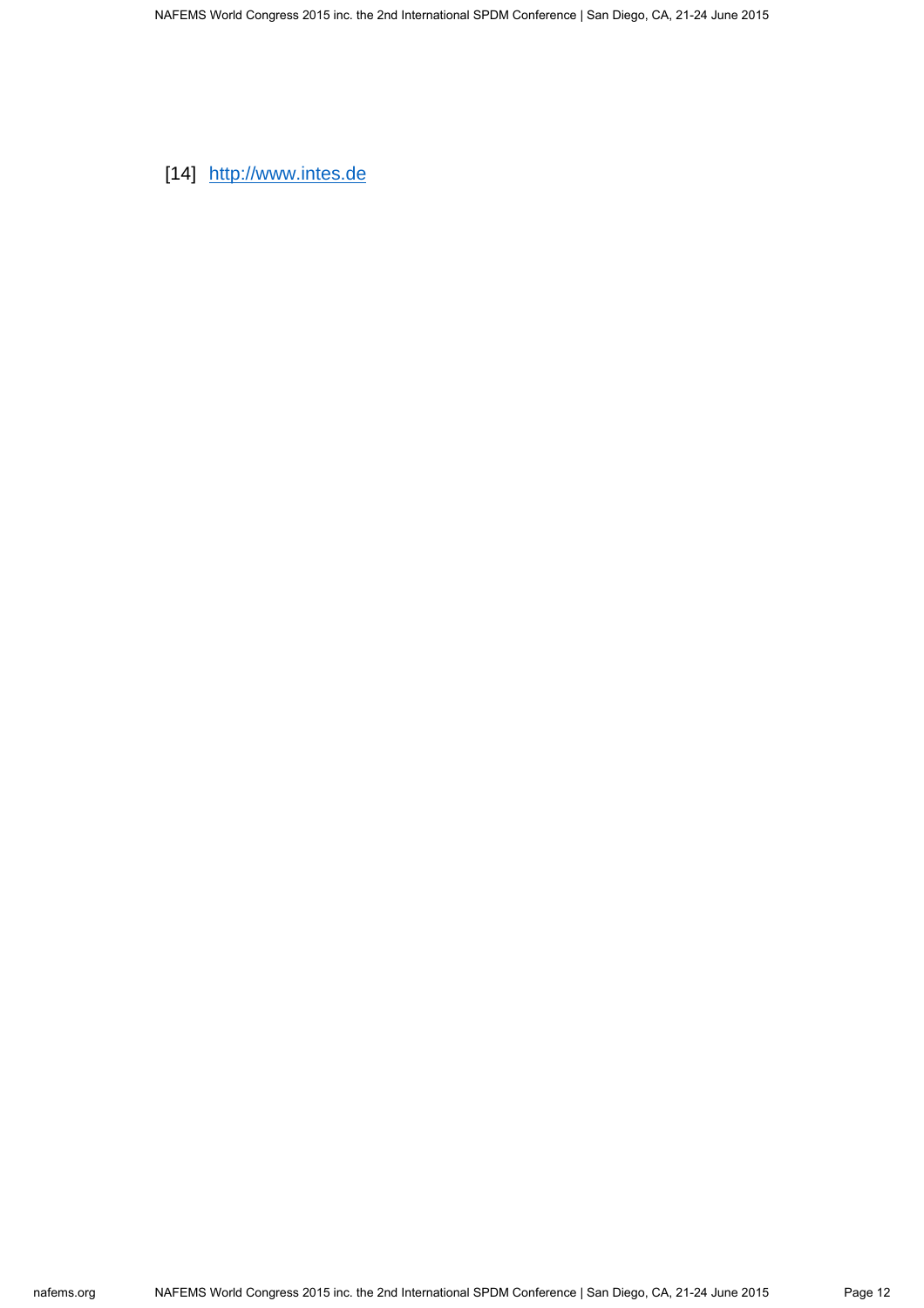[14] http://www.intes.de